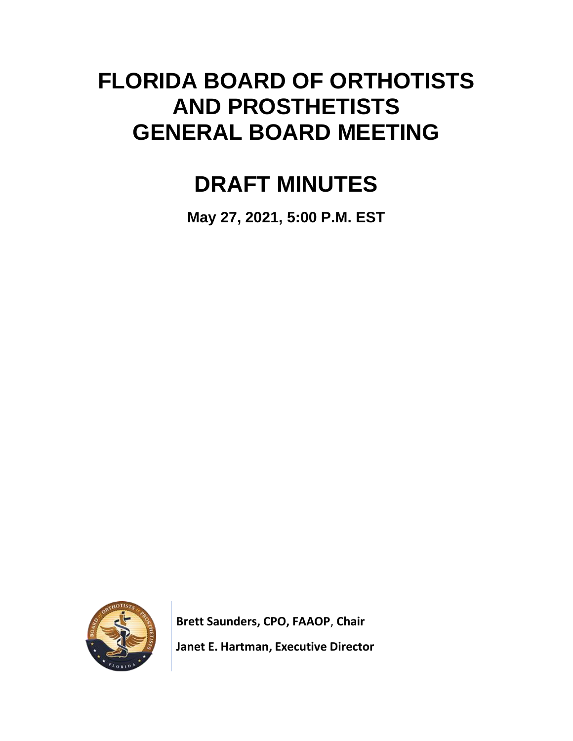# FLORIDA BOARD OF ORTHOTISTS AND PROSTHETISTS GENERAL BOARD MEETING

# DRAFT MINUTES

**May 27, 2021, 5:00 P.M. EST**

**Brett Saunders, CPO, FAAOP, Chair**

**Janet E. Hartman, Executive Director**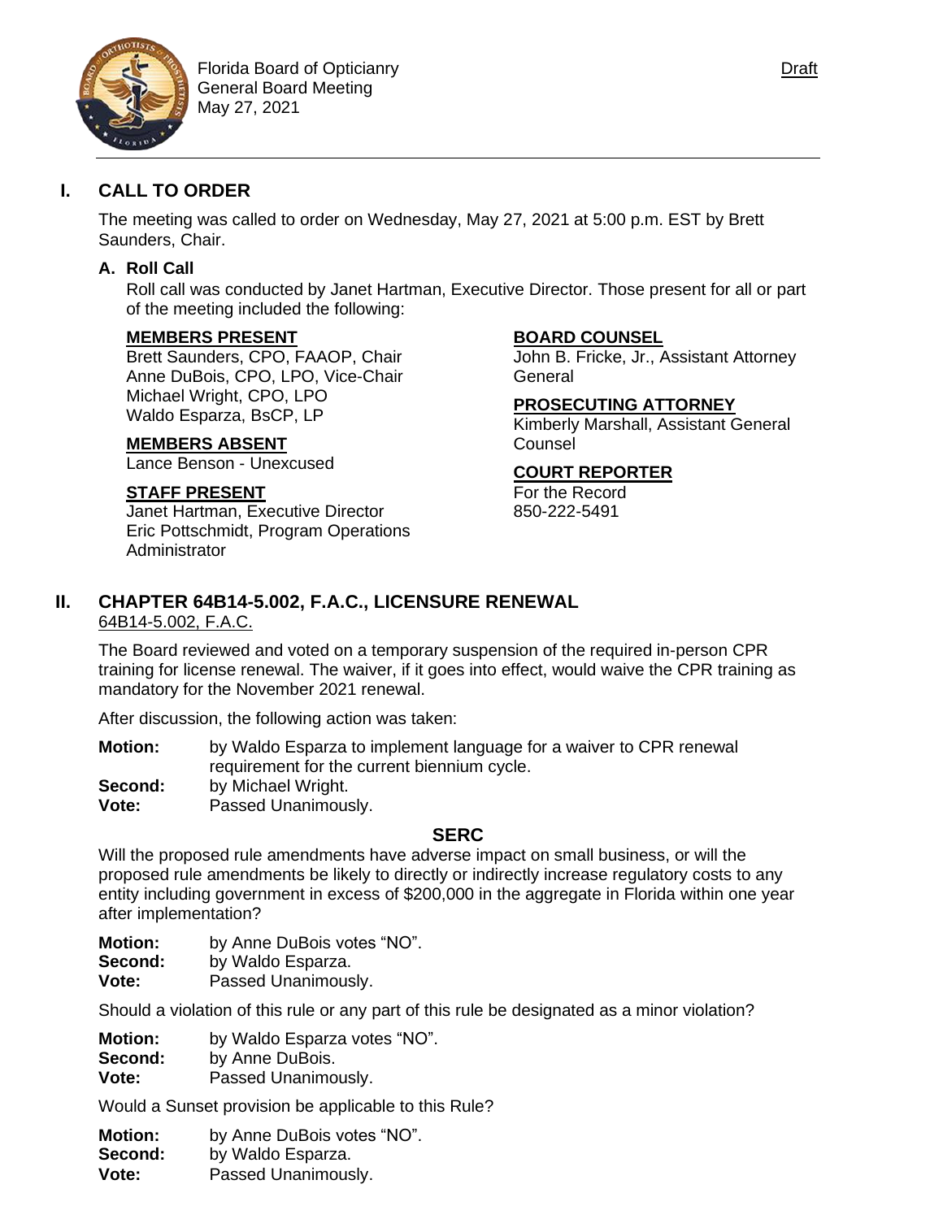Florida Board of Opticianry
General Board Meeting
May 27, 2021

Draft

# I. CALL TO ORDER

The meeting was called to order on Wednesday, May 27, 2021 at 5:00 p.m. EST by Brett Saunders, Chair.

## A. Roll Call

Roll call was conducted by Janet Hartman, Executive Director. Those present for all or part of the meeting included the following:

**MEMBERS PRESENT**
Brett Saunders, CPO, FAAOP, Chair
Anne DuBois, CPO, LPO, Vice-Chair
Michael Wright, CPO, LPO
Waldo Esparza, BsCP, LP

**MEMBERS ABSENT**
Lance Benson - Unexcused

**STAFF PRESENT**
Janet Hartman, Executive Director
Eric Pottschmidt, Program Operations Administrator

**BOARD COUNSEL**
John B. Fricke, Jr., Assistant Attorney General

**PROSECUTING ATTORNEY**
Kimberly Marshall, Assistant General Counsel

**COURT REPORTER**
For the Record
850-222-5491

# II. CHAPTER 64B14-5.002, F.A.C., LICENSURE RENEWAL

64B14-5.002, F.A.C.

The Board reviewed and voted on a temporary suspension of the required in-person CPR training for license renewal. The waiver, if it goes into effect, would waive the CPR training as mandatory for the November 2021 renewal.

After discussion, the following action was taken:

**Motion:** by Waldo Esparza to implement language for a waiver to CPR renewal requirement for the current biennium cycle.
**Second:** by Michael Wright.
**Vote:** Passed Unanimously.

### SERC

Will the proposed rule amendments have adverse impact on small business, or will the proposed rule amendments be likely to directly or indirectly increase regulatory costs to any entity including government in excess of $200,000 in the aggregate in Florida within one year after implementation?

**Motion:** by Anne DuBois votes "NO".
**Second:** by Waldo Esparza.
**Vote:** Passed Unanimously.

Should a violation of this rule or any part of this rule be designated as a minor violation?

**Motion:** by Waldo Esparza votes "NO".
**Second:** by Anne DuBois.
**Vote:** Passed Unanimously.

Would a Sunset provision be applicable to this Rule?

**Motion:** by Anne DuBois votes "NO".
**Second:** by Waldo Esparza.
**Vote:** Passed Unanimously.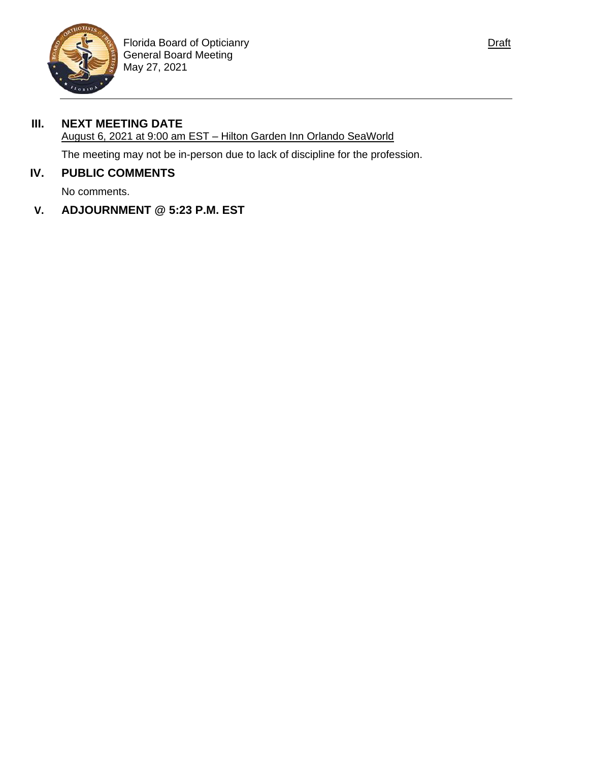## III. NEXT MEETING DATE

August 6, 2021 at 9:00 am EST – Hilton Garden Inn Orlando SeaWorld

The meeting may not be in-person due to lack of discipline for the profession.

## IV. PUBLIC COMMENTS

No comments.

## V. ADJOURNMENT @ 5:23 P.M. EST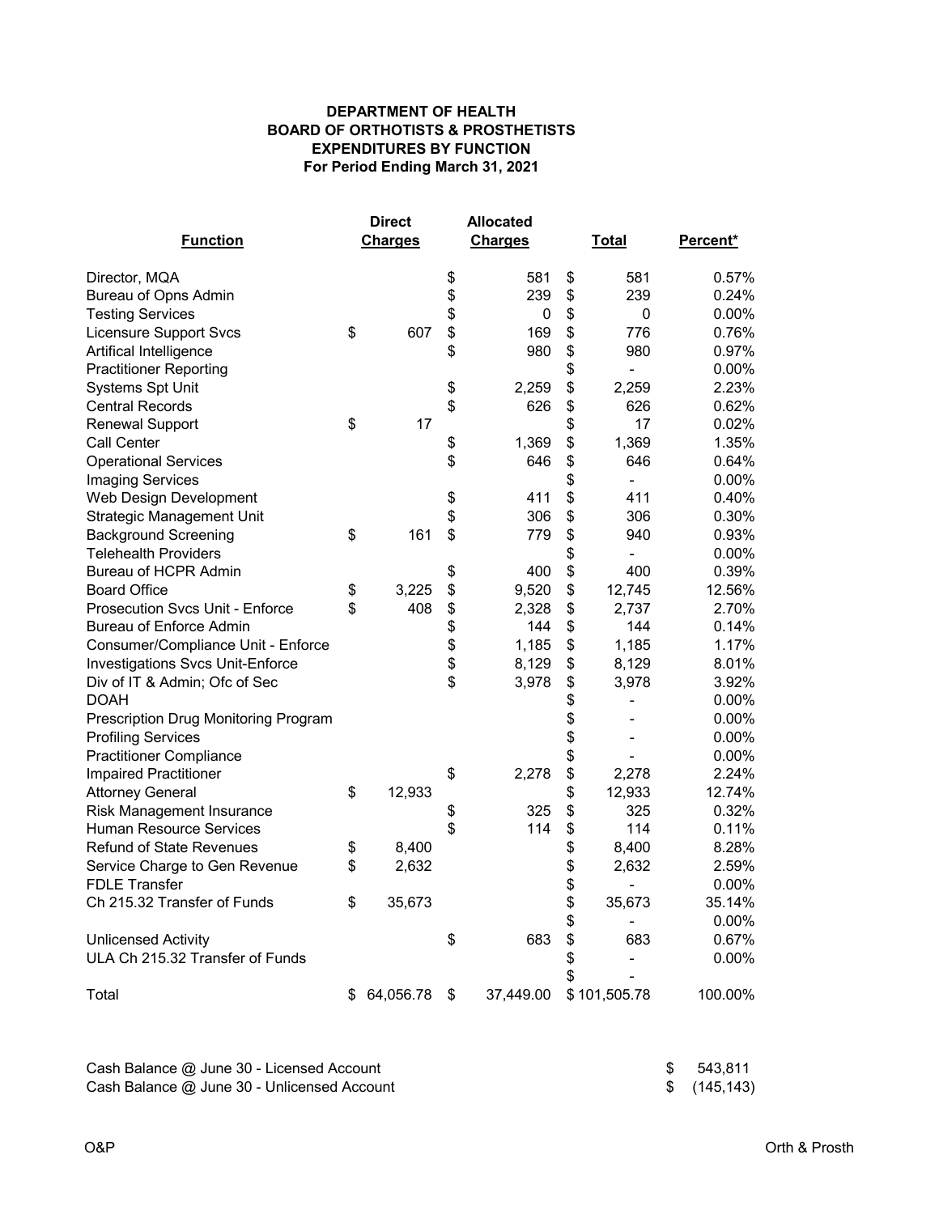**DEPARTMENT OF HEALTH**
**BOARD OF ORTHOTISTS & PROSTHETISTS**
**EXPENDITURES BY FUNCTION**
**For Period Ending March 31, 2021**

| Function | Direct Charges | Allocated Charges | Total | Percent* |
|---|---|---|---|---|
| Director, MQA | | $ 581 | $ 581 | 0.57% |
| Bureau of Opns Admin | | $ 239 | $ 239 | 0.24% |
| Testing Services | | $ 0 | $ 0 | 0.00% |
| Licensure Support Svcs | $ 607 | $ 169 | $ 776 | 0.76% |
| Artifical Intelligence | | $ 980 | $ 980 | 0.97% |
| Practitioner Reporting | | | $ - | 0.00% |
| Systems Spt Unit | | $ 2,259 | $ 2,259 | 2.23% |
| Central Records | | $ 626 | $ 626 | 0.62% |
| Renewal Support | $ 17 | | $ 17 | 0.02% |
| Call Center | | $ 1,369 | $ 1,369 | 1.35% |
| Operational Services | | $ 646 | $ 646 | 0.64% |
| Imaging Services | | | $ - | 0.00% |
| Web Design Development | | $ 411 | $ 411 | 0.40% |
| Strategic Management Unit | | $ 306 | $ 306 | 0.30% |
| Background Screening | $ 161 | $ 779 | $ 940 | 0.93% |
| Telehealth Providers | | | $ - | 0.00% |
| Bureau of HCPR Admin | | $ 400 | $ 400 | 0.39% |
| Board Office | $ 3,225 | $ 9,520 | $ 12,745 | 12.56% |
| Prosecution Svcs Unit - Enforce | $ 408 | $ 2,328 | $ 2,737 | 2.70% |
| Bureau of Enforce Admin | | $ 144 | $ 144 | 0.14% |
| Consumer/Compliance Unit - Enforce | | $ 1,185 | $ 1,185 | 1.17% |
| Investigations Svcs Unit-Enforce | | $ 8,129 | $ 8,129 | 8.01% |
| Div of IT & Admin; Ofc of Sec | | $ 3,978 | $ 3,978 | 3.92% |
| DOAH | | | $ - | 0.00% |
| Prescription Drug Monitoring Program | | | $ - | 0.00% |
| Profiling Services | | | $ - | 0.00% |
| Practitioner Compliance | | | $ - | 0.00% |
| Impaired Practitioner | | $ 2,278 | $ 2,278 | 2.24% |
| Attorney General | $ 12,933 | | $ 12,933 | 12.74% |
| Risk Management Insurance | | $ 325 | $ 325 | 0.32% |
| Human Resource Services | | $ 114 | $ 114 | 0.11% |
| Refund of State Revenues | $ 8,400 | | $ 8,400 | 8.28% |
| Service Charge to Gen Revenue | $ 2,632 | | $ 2,632 | 2.59% |
| FDLE Transfer | | | $ - | 0.00% |
| Ch 215.32 Transfer of Funds | $ 35,673 | | $ 35,673 | 35.14% |
| | | | $ - | 0.00% |
| Unlicensed Activity | | $ 683 | $ 683 | 0.67% |
| ULA Ch 215.32 Transfer of Funds | | | $ - | 0.00% |
| | | | $ - | |
| Total | $ 64,056.78 | $ 37,449.00 | $ 101,505.78 | 100.00% |

| | |
|---|---|
| Cash Balance @ June 30 - Licensed Account | $ 543,811 |
| Cash Balance @ June 30 - Unlicensed Account | $ (145,143) |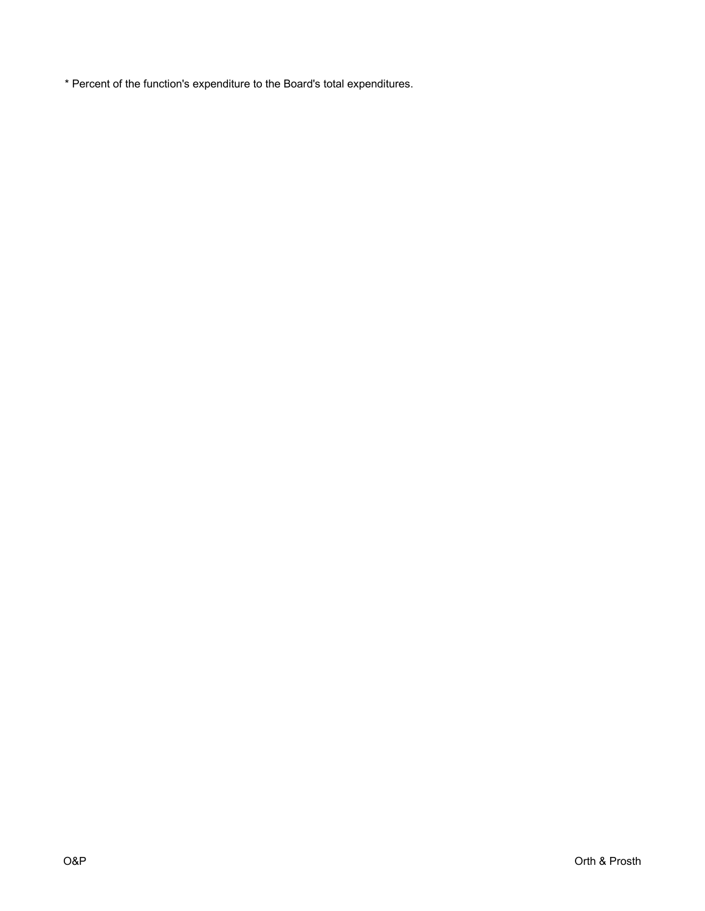* Percent of the function's expenditure to the Board's total expenditures.